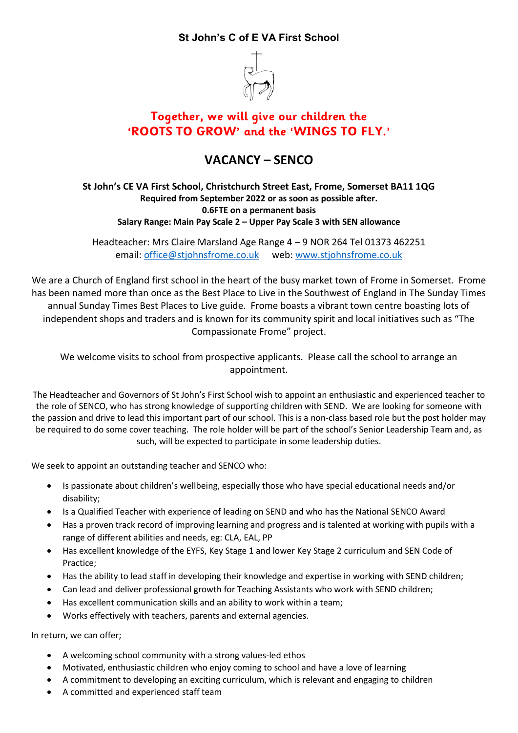**St John's C of E VA First School**

**Together, we will give our children the 'ROOTS TO GROW' and the 'WINGS TO FLY.'**

# VACANCY – SENCO

**St John's CE VA First School, Christchurch Street East, Frome, Somerset BA11 1QG**
**Required from September 2022 or as soon as possible after.**
**0.6FTE on a permanent basis**
**Salary Range: Main Pay Scale 2 – Upper Pay Scale 3 with SEN allowance**

Headteacher: Mrs Claire Marsland Age Range 4 – 9 NOR 264 Tel 01373 462251
email: office@stjohnsfrome.co.uk web: www.stjohnsfrome.co.uk

We are a Church of England first school in the heart of the busy market town of Frome in Somerset. Frome has been named more than once as the Best Place to Live in the Southwest of England in The Sunday Times annual Sunday Times Best Places to Live guide. Frome boasts a vibrant town centre boasting lots of independent shops and traders and is known for its community spirit and local initiatives such as "The Compassionate Frome" project.

We welcome visits to school from prospective applicants. Please call the school to arrange an appointment.

The Headteacher and Governors of St John's First School wish to appoint an enthusiastic and experienced teacher to the role of SENCO, who has strong knowledge of supporting children with SEND. We are looking for someone with the passion and drive to lead this important part of our school. This is a non-class based role but the post holder may be required to do some cover teaching. The role holder will be part of the school's Senior Leadership Team and, as such, will be expected to participate in some leadership duties.

We seek to appoint an outstanding teacher and SENCO who:

- Is passionate about children's wellbeing, especially those who have special educational needs and/or disability;
- Is a Qualified Teacher with experience of leading on SEND and who has the National SENCO Award
- Has a proven track record of improving learning and progress and is talented at working with pupils with a range of different abilities and needs, eg: CLA, EAL, PP
- Has excellent knowledge of the EYFS, Key Stage 1 and lower Key Stage 2 curriculum and SEN Code of Practice;
- Has the ability to lead staff in developing their knowledge and expertise in working with SEND children;
- Can lead and deliver professional growth for Teaching Assistants who work with SEND children;
- Has excellent communication skills and an ability to work within a team;
- Works effectively with teachers, parents and external agencies.

In return, we can offer;

- A welcoming school community with a strong values-led ethos
- Motivated, enthusiastic children who enjoy coming to school and have a love of learning
- A commitment to developing an exciting curriculum, which is relevant and engaging to children
- A committed and experienced staff team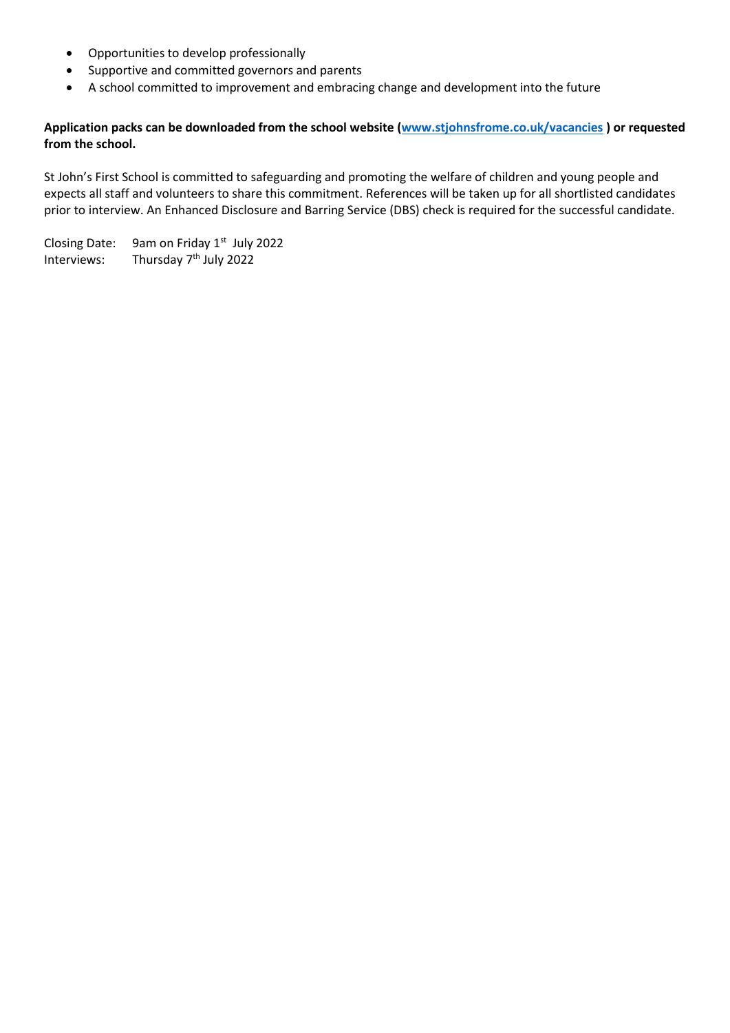- Opportunities to develop professionally
- Supportive and committed governors and parents
- A school committed to improvement and embracing change and development into the future

**Application packs can be downloaded from the school website ([www.stjohnsfrome.co.uk/vacancies](www.stjohnsfrome.co.uk/vacancies) ) or requested from the school.**

St John's First School is committed to safeguarding and promoting the welfare of children and young people and expects all staff and volunteers to share this commitment. References will be taken up for all shortlisted candidates prior to interview. An Enhanced Disclosure and Barring Service (DBS) check is required for the successful candidate.

Closing Date: 9am on Friday 1st July 2022
Interviews: Thursday 7th July 2022